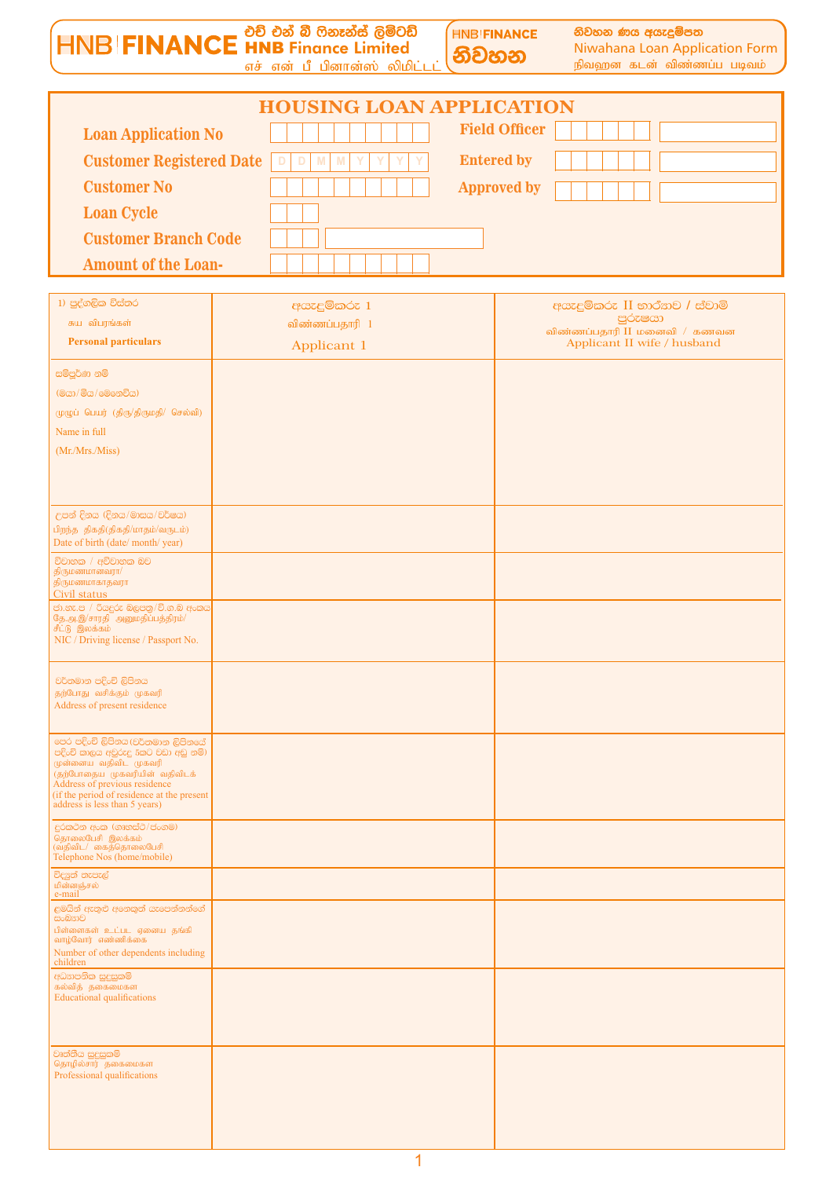HNB FINANCE එච් එන් බී ෆිනෑන්ස් ලිමිටඩ් HNB Finance Limited எச் என் பீ பினான்ஸ் லிமிட்டட்

HNB FINANCE නිවහන — නිවහන ණය අයදුම්පත Niwahana Loan Application Form நிவஹன கடன் விண்ணப்ப படிவம்

# HOUSING LOAN APPLICATION

| | | | |
|---|---|---|---|
| **Loan Application No** | | **Field Officer** | |
| **Customer Registered Date** | D D M M Y Y Y Y | **Entered by** | |
| **Customer No** | | **Approved by** | |
| **Loan Cycle** | | | |
| **Customer Branch Code** | | | |
| **Amount of the Loan-** | | | |

| 1) පුද්ගලික විස්තර சுய விபரங்கள் **Personal particulars** | අයදුම්කරු 1 விண்ணப்பதாரி 1 Applicant 1 | අයදුම්කරු II භාර්යාව / ස්වාමි පුරුෂයා விண்ணப்பதாரி II மனைவி / கணவன Applicant II wife / husband |
|---|---|---|
| සම්පූර්ණ නම (මයා/මිය/මෙනවිය) முழுப் பெயர் (திரு/திருமதி/ செல்வி) Name in full (Mr./Mrs./Miss) | | |
| උපන් දිනය (දිනය/මාසය/වර්ෂය) பிறந்த திகதி(திகதி/மாதம்/வருடம்) Date of birth (date/ month/ year) | | |
| විවාහක / අවිවාහක බව திருமணமானவரா/ திருமணமாகாதவரா Civil status | | |
| ජා.හැ.ප / රියදුරු බලපත්‍ර/ගමන් බලපත්‍ර අංකය தே.அ.இ/சாரதி அனுமதிப்பத்திரம்/ சீட்டு இலக்கம் NIC / Driving license / Passport No. | | |
| වර්තමාන පදිංචි ලිපිනය தற்போது வசிக்கும் முகவரி Address of present residence | | |
| පෙර පදිංචි ලිපිනය (වර්තමාන ලිපිනයේ පදිංචි කාලය අවුරුදු 5කට වඩා අඩු නම්) முன்னைய வதிவிட முகவரி (தற்போதைய முகவரியின் வதிவிடக் Address of previous residence (if the period of residence at the present address is less than 5 years) | | |
| දුරකථන අංක (ගෘහස්ථ/ජංගම) தொலைபேசி இலக்கம் (வதிவிட/ கைத்தொலைபேசி Telephone Nos (home/mobile) | | |
| විද්‍යුත් තැපැල් மின்னஞ்சல் e-mail | | |
| ළමයින් ඇතුළු අනෙකුත් යැපෙන්නන්ගේ සංඛ්‍යාව பிள்ளைகள் உட்பட ஏனைய தங்கி வாழ்வோர் எண்ணிக்கை Number of other dependents including children | | |
| අධ්‍යාපනික සුදුසුකම් கல்வித் தகைமைகள் Educational qualifications | | |
| වෘත්තීය සුදුසුකම් தொழில்சார் தகைமைகள் Professional qualifications | | |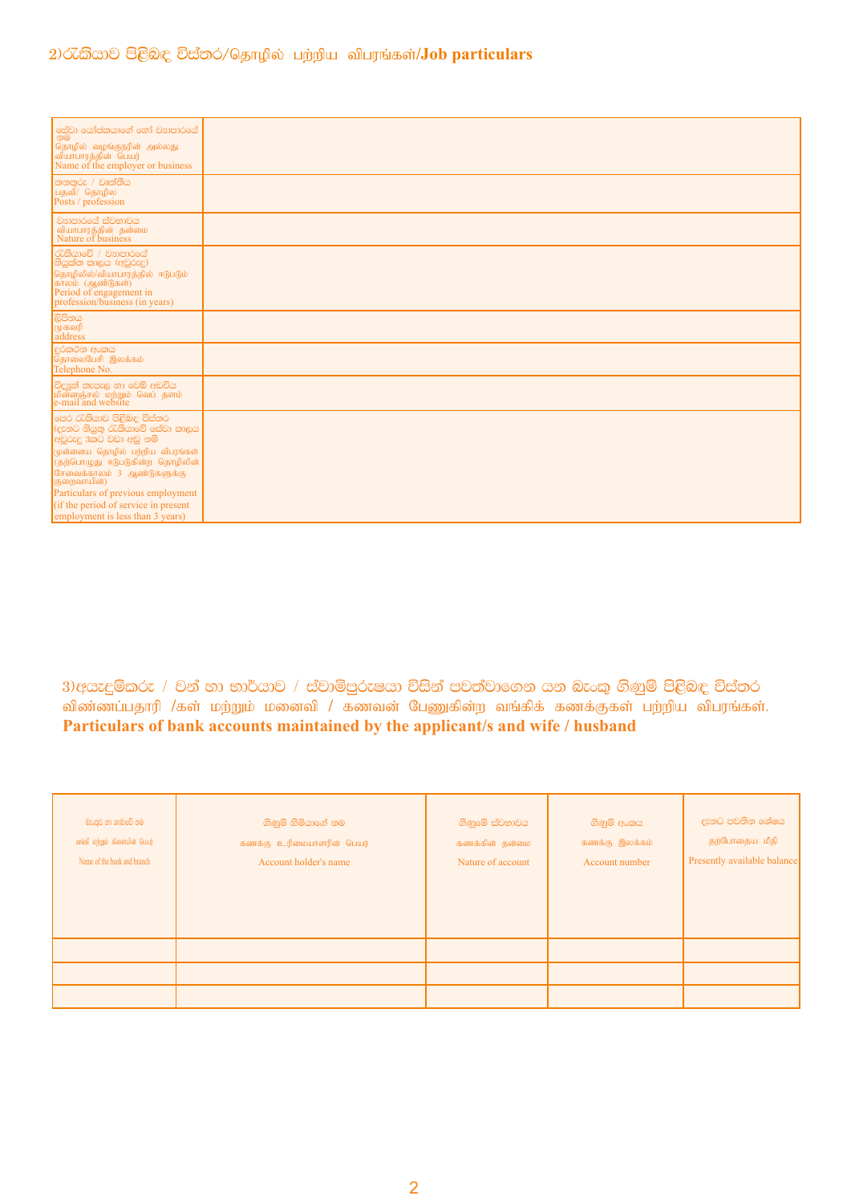## 2)රැකියාව පිළිබඳ විස්තර/தொழில் பற்றிய விபரங்கள்/**Job particulars**

| | |
|---|---|
| සේවා යෝජකයාගේ හෝ ව්‍යාපාරයේ නම<br>தொழில் வழங்குநரின் அல்லது வியாபாரத்தின் பெயர்<br>Name of the employer or business | |
| තනතුරු / වෘත්තීය<br>பதவி/ தொழில<br>Posts / profession | |
| ව්‍යාපාරයේ ස්වභාවය<br>வியாபாரத்தின் தன்மை<br>Nature of business | |
| රැකියාවේ / ව්‍යාපාරයේ නියුක්ත කාලය (අවුරුදු)<br>தொழிலில்/வியாபாரத்தில் ஈடுபடும் காலம் (ஆண்டுகள்)<br>Period of engagement in profession/business (in years) | |
| ලිපිනය<br>முகவரி<br>address | |
| දුරකථන අංකය<br>தொலைபேசி இலக்கம்<br>Telephone No. | |
| විද්‍යුත් තැපෑල හා වෙබ් අඩවිය<br>மின்னஞ்சல் மற்றும் வெப் தளம்<br>e-mail and website | |
| පෙර රැකියාව පිළිබඳ විස්තර (දැනට නියුක්ත රැකියාවේ සේවා කාලය අවුරුදු 3කට වඩා අඩු නම්<br>முன்னைய தொழில் பற்றிய விபரங்கள் (தற்பொழுது ஈடுபடுகின்ற தொழிலின் சேவைக்காலம் 3 ஆண்டுகளுக்கு குறைவாயின்)<br>Particulars of previous employment (if the period of service in present employment is less than 3 years) | |

## 3)අයදුම්කරු / වන් හා භාර්යාව / ස්වාමිපුරුෂයා විසින් පවත්වාගෙන යන බැංකු ගිණුම් පිළිබඳ විස්තර விண்ணப்பதாரி /கள் மற்றும் மனைவி / கணவன் பேணுகின்ற வங்கிக் கணக்குகள் பற்றிய விபரங்கள். **Particulars of bank accounts maintained by the applicant/s and wife / husband**

| බැංකුව හා ශාඛාවේ නම<br>வங்கி மற்றும் கிளையின் பெயர்<br>Name of the bank and branch | ගිණුම් හිමියාගේ නම<br>கணக்கு உரிமையாளரின் பெயர்<br>Account holder's name | ගිණුමේ ස්වභාවය<br>கணக்கின் தன்மை<br>Nature of account | ගිණුම් අංකය<br>கணக்கு இலக்கம்<br>Account number | දැනට පවතින ශේෂය<br>தற்போதைய மீதி<br>Presently available balance |
|---|---|---|---|---|
| | | | | |
| | | | | |
| | | | | |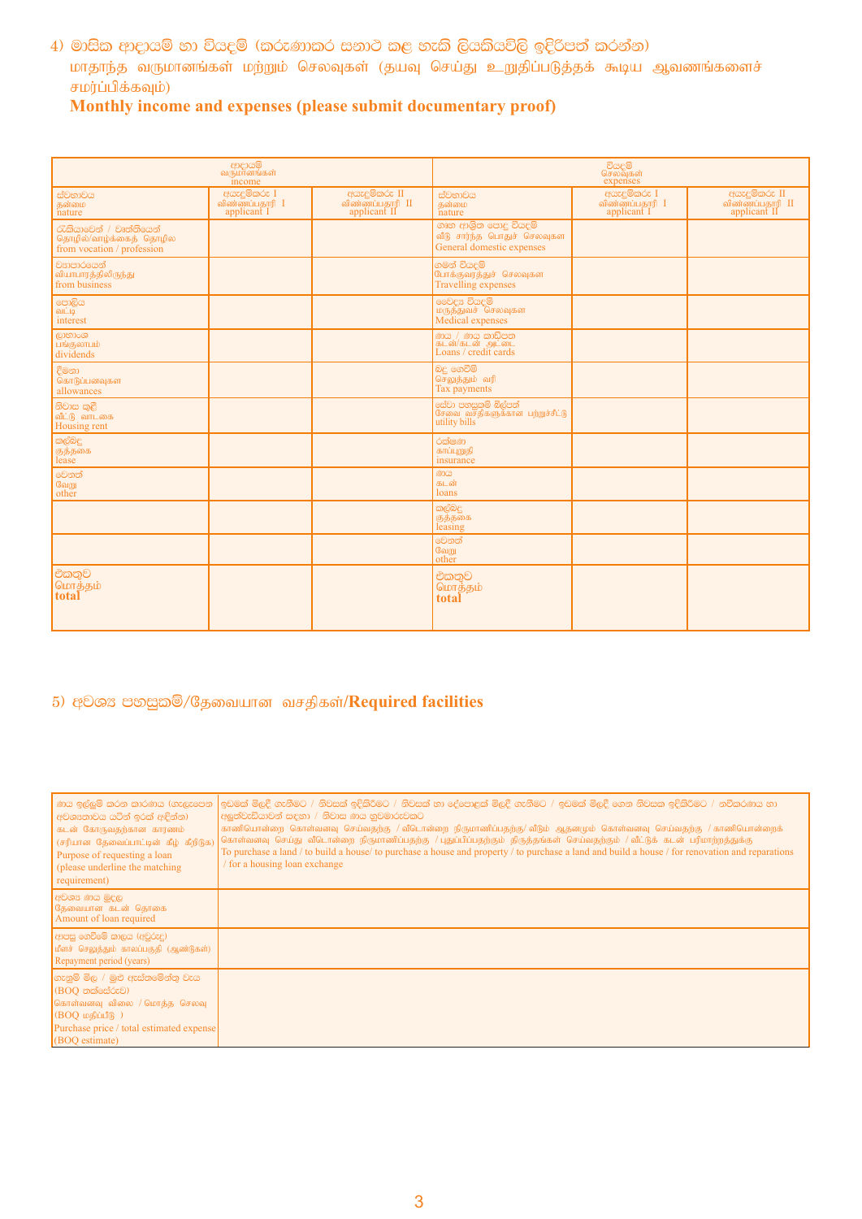## 4) මාසික ආදායම් හා වියදම් (කරුණාකර සනාථ කළ හැකි ලියකියවිලි ඉදිරිපත් කරන්න)
## மாதாந்த வருமானங்கள் மற்றும் செலவுகள் (தயவு செய்து உறுதிப்படுத்தக் கூடிய ஆவணங்களைச் சமர்ப்பிக்கவும்)
## Monthly income and expenses (please submit documentary proof)

| ආදායම් வருமானங்கள் income | | | වියදම් செலவுகள் expenses | | |
|---|---|---|---|---|---|
| ස්වභාවය தன்மை nature | අයැදුම්කරු I விண்ணப்பதாரி I applicant I | අයැදුම්කරු II விண்ணப்பதாரி II applicant II | ස්වභාවය தன்மை nature | අයැදුම්කරු I விண்ணப்பதாரி I applicant I | අයැදුම්කරු II விண்ணப்பதாரி II applicant II |
| රැකියාවෙන් / වෘත්තියෙන් தொழில்/வாழ்க்கைத் தொழில from vocation / profession | | | ගෘහ ආශ්‍රිත පොදු වියදම් வீடு சார்ந்த பொதுச் செலவுகள General domestic expenses | | |
| ව්‍යාපාරයෙන් வியாபாரத்திலிருந்து from business | | | ගමන් වියදම් போக்குவரத்துச் செலவுகள Travelling expenses | | |
| පොලිය வட்டி interest | | | වෛද්‍ය වියදම් மருத்துவச் செலவுகள Medical expenses | | |
| ලාභාංශ பங்குலாபம் dividends | | | ණය / ණය කාඩ්පත கடன்/கடன் அட்டை Loans / credit cards | | |
| දීමනා கொடுப்பனவுகள allowances | | | බදු ගෙවීම් செலுத்தும் வரி Tax payments | | |
| නිවාස කුලී வீட்டு வாடகை Housing rent | | | සේවා පහසුකම් බිල්පත් சேவை வசதிகளுக்கான பற்றுச்சீட்டு utility bills | | |
| කල්බදු குத்தகை lease | | | රක්ෂණ காப்புறுதி insurance | | |
| වෙනත් வேறு other | | | ණය கடன் loans | | |
| | | | කල්බදු குத்தகை leasing | | |
| | | | වෙනත් வேறு other | | |
| **එකතුව மொத்தம் total** | | | **එකතුව மொத்தம் total** | | |

## 5) අවශ්‍ය පහසුකම්/தேவையான வசதிகள்/Required facilities

| | |
|---|---|
| ණය ඉල්ලුම් කරන කාරණය (ගැළපෙන අවශ්‍යතාවය යටින් ඉරක් අඳින්න) கடன் கோருவதற்கான காரணம் (சரியான தேவைப்பாட்டின் கீழ் கீறிடுக) Purpose of requesting a loan (please underline the matching requirement) | ඉඩමක් මිලදී ගැනීමට / නිවසක් ඉදිකිරීමට / නිවසක් හා දේපොළක් මිලදී ගැනීමට / ඉඩමක් මිලදී ගෙන නිවසක ඉදිකිරීමට / නවීකරණය හා අලුත්වැඩියාවන් සඳහා / නිවාස ණය හුවමාරුවකට காணியொன்றை கொள்வனவு செய்வதற்கு / வீடொன்றை நிருமாணிப்பதற்கு/ வீடும் ஆதனமும் கொள்வனவு செய்வதற்கு / காணியொன்றைக் கொள்வனவு செய்து வீடொன்றை நிருமாணிப்பதற்கு / புதுப்பிப்பதற்கும் திருத்தங்கள் செய்வதற்கும் / வீட்டுக் கடன் பரிமாற்றத்துக்கு To purchase a land / to build a house/ to purchase a house and property / to purchase a land and build a house / for renovation and reparations / for a housing loan exchange |
| අවශ්‍ය ණය මුදල தேவையான கடன் தொகை Amount of loan required | |
| ආපසු ගෙවීමේ කාලය (අවුරුදු) மீளச் செலுத்தும் காலப்பகுதி (ஆண்டுகள்) Repayment period (years) | |
| ගැනුම් මිල / මුළු ඇස්තමේන්තු වැය (BOQ තක්සේරුව) கொள்வனவு விலை / மொத்த செலவு (BOQ மதிப்பீடு ) Purchase price / total estimated expense (BOQ estimate) | |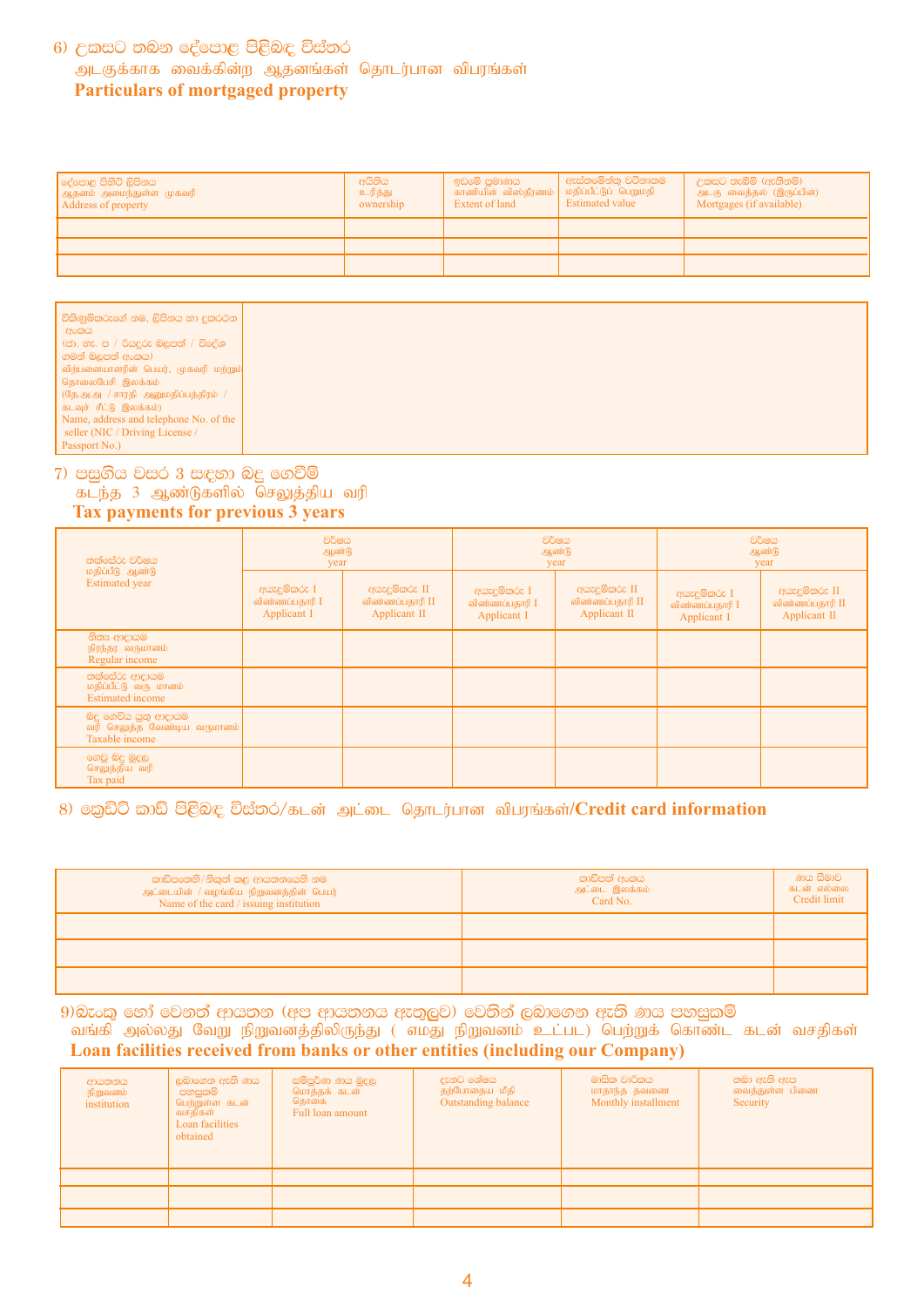## 6) උකසට තබන දේපොළ පිළිබඳ විස්තර
## அடகுக்காக வைக்கின்ற ஆதனங்கள் தொடர்பான விபரங்கள்
## Particulars of mortgaged property

| දේපොළ පිහිටි ලිපිනය<br>ஆதனம் அமைந்துள்ள முகவரி<br>Address of property | අයිතිය<br>உரித்து<br>ownership | ඉඩමේ ප්‍රමාණය<br>காணியின் விஸ்தீரணம்<br>Extent of land | ඇස්තමේන්තු වටිනාකම<br>மதிப்பீட்டுப் பெறுமதி<br>Estimated value | උකසට තැබීම් (ඇතිනම්)<br>அடகு வைத்தல் (இருப்பின்)<br>Mortgages (if available) |
|---|---|---|---|---|
| | | | | |
| | | | | |
| | | | | |

| විකිණුම්කරුගේ නම, ලිපිනය හා දුරකථන අංකය<br>(ජා. හැ. ප / රියදුරු බලපත් / විදේශ ගමන් බලපත් අංකය)<br>விற்பனையாளரின் பெயர், முகவரி மற்றும் தொலைபேசி இலக்கம்<br>(தே.அ.அ / சாரதி அனுமதிப்பத்திரம் / கடவுச் சீட்டு இலக்கம்)<br>Name, address and telephone No. of the seller (NIC / Driving License / Passport No.) | |
|---|---|

## 7) පසුගිය වසර 3 සඳහා බදු ගෙවීම්
## கடந்த 3 ஆண்டுகளில் செலுத்திய வரி
## Tax payments for previous 3 years

| තක්සේරු වර්ෂය<br>மதிப்பீடு ஆண்டு<br>Estimated year | වර්ෂය<br>ஆண்டு<br>year | | වර්ෂය<br>ஆண்டு<br>year | | වර්ෂය<br>ஆண்டு<br>year | |
|---|---|---|---|---|---|---|
| | අයැදුම්කරු I<br>விண்ணப்பதாரி I<br>Applicant I | අයැදුම්කරු II<br>விண்ணப்பதாரி II<br>Applicant II | අයැදුම්කරු I<br>விண்ணப்பதாரி I<br>Applicant I | අයැදුම්කරු II<br>விண்ணப்பதாரி II<br>Applicant II | අයැදුම්කරු I<br>விண்ணப்பதாரி I<br>Applicant I | අයැදුම්කරු II<br>விண்ணப்பதாரி II<br>Applicant II |
| නිත්‍ය ආදායම<br>நிரந்தர வருமானம்<br>Regular income | | | | | | |
| තක්සේරු ආදායම<br>மதிப்பிட்டு வரு மானம்<br>Estimated income | | | | | | |
| බදු ගෙවිය යුතු ආදායම<br>வரி செலுத்த வேண்டிய வருமானம்<br>Taxable income | | | | | | |
| ගෙවූ බදු මුදල<br>செலுத்திய வரி<br>Tax paid | | | | | | |

## 8) ක්‍රෙඩිට් කාඩ් පිළිබඳ විස්තර/கடன் அட்டை தொடர்பான விபரங்கள்/Credit card information

| කාඩ්පතේ/නිකුත් කළ ආයතනයේ නම<br>அட்டையின் / வழங்கிய நிறுவனத்தின் பெயர்<br>Name of the card / issuing institution | කාඩ්පත් අංකය<br>அட்டை இலக்கம்<br>Card No. | ණය සීමාව<br>கடன் எல்லை<br>Credit limit |
|---|---|---|
| | | |
| | | |
| | | |

## 9) බැංකු හෝ වෙනත් ආයතන (අප ආයතනය ඇතුලුව) වෙතින් ලබාගෙන ඇති ණය පහසුකම්
## வங்கி அல்லது வேறு நிறுவனத்திலிருந்து ( எமது நிறுவனம் உட்பட) பெற்றுக் கொண்ட கடன் வசதிகள்
## Loan facilities received from banks or other entities (including our Company)

| ආයතනය<br>நிறுவனம்<br>institution | ලබාගෙන ඇති ණය පහසුකම්<br>பெற்றுள்ள கடன் வசதிகள்<br>Loan facilities obtained | සම්පූර්ණ ණය මුදල<br>மொத்தக் கடன் தொகை<br>Full loan amount | දැනට ශේෂය<br>தற்போதைய மீதி<br>Outstanding balance | මාසික වාරිකය<br>மாதாந்த தவணை<br>Monthly installment | තබා ඇති ඇප<br>வைத்துள்ள பிணை<br>Security |
|---|---|---|---|---|---|
| | | | | | |
| | | | | | |
| | | | | | |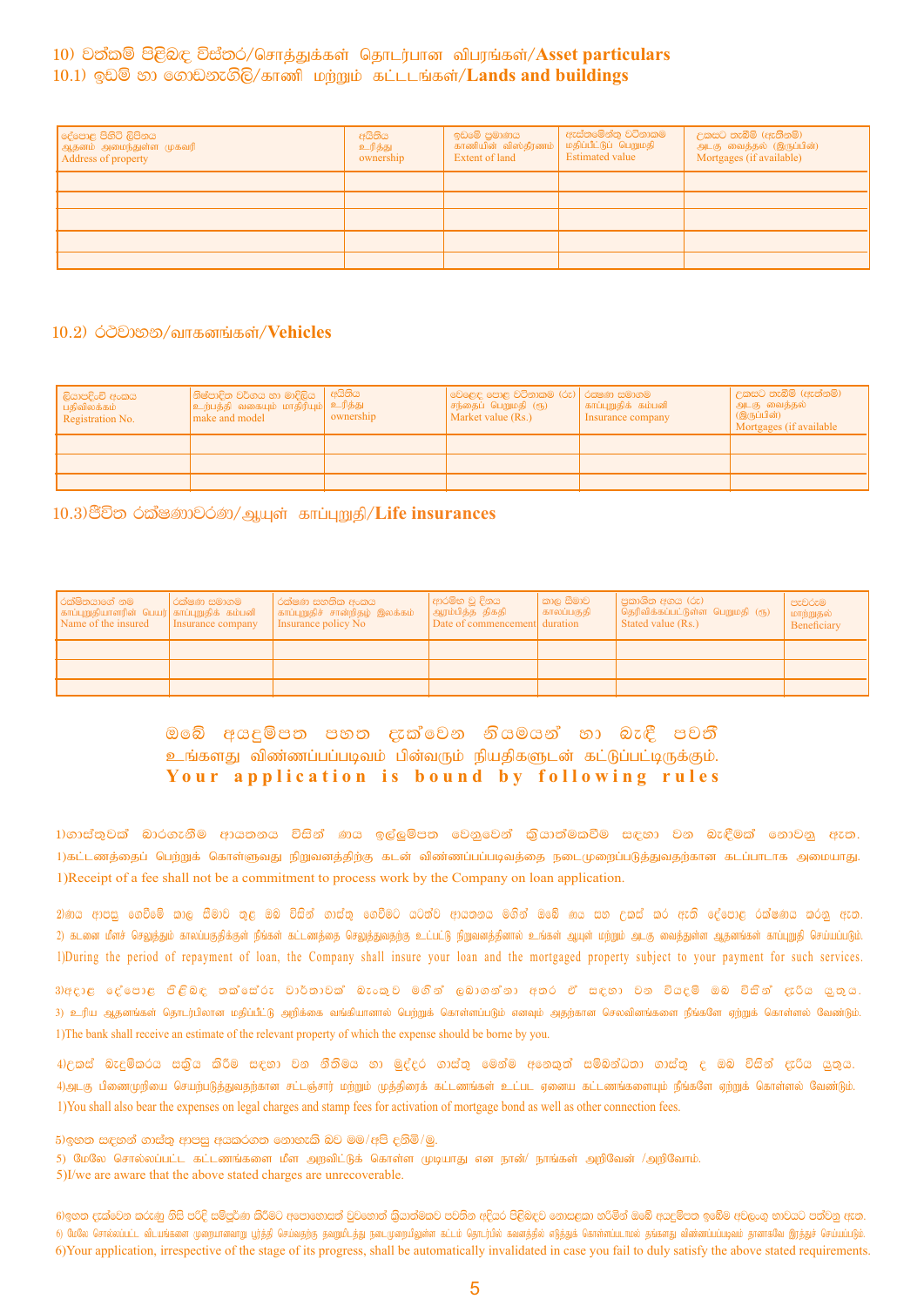## 10) වත්කම් පිළිබඳ විස්තර/சொத்துக்கள் தொடர்பான விபரங்கள்/Asset particulars

### 10.1) ඉඩම් හා ගොඩනැගිලි/காணி மற்றும் கட்டடங்கள்/Lands and buildings

| දේපොළ පිහිටි ලිපිනය ஆதனம் அமைந்துள்ள முகவரி Address of property | අයිතිය உரித்து ownership | ඉඩමේ ප්‍රමාණය காணியின் விஸ்தீரணம் Extent of land | ඇස්තමේන්තු වටිනාකම මதிப்பிட்டுப் பெறுமதி Estimated value | උකසට තැබීම් (ඇතිනම්) அடகு வைத்தல் (இருப்பின்) Mortgages (if available) |
|---|---|---|---|---|
| | | | | |
| | | | | |
| | | | | |
| | | | | |
| | | | | |

### 10.2) රථවාහන/வாகனங்கள்/Vehicles

| ලියාපදිංචි අංකය பதிவிலக்கம் Registration No. | නිෂ්පාදිත වර්ගය හා මාදිලිය உற்பத்தி வகையும் மாதிரியும் make and model | අයිතිය உரித்து ownership | වෙළෙඳ පොළ වටිනාකම (රු) சந்தைப் பெறுமதி (ரூ) Market value (Rs.) | රක්ෂණ සමාගම காப்புறுதிக் கம்பனி Insurance company | උකසට තැබීම් (ඇත්නම්) அடகு வைத்தல் (இருப்பின்) Mortgages (if available |
|---|---|---|---|---|---|
| | | | | | |
| | | | | | |
| | | | | | |

### 10.3) ජීවිත රක්ෂණාවරණ/ஆயுள் காப்புறுதி/Life insurances

| රක්ෂිතයාගේ නම காப்புறுதியாளரின் பெயர் Name of the insured | රක්ෂණ සමාගම காப்புறுதிக் கம்பனி Insurance company | රක්ෂණ සහතික අංකය காப்புறுதிச் சான்றிதழ் இலக்கம் Insurance policy No | ආරම්භ වූ දිනය ஆரம்பித்த திகதி Date of commencement | කාල සීමාව காலப்பகுதி duration | ප්‍රකාශිත අගය (රු) தெரிவிக்கப்பட்டுள்ள பெறுமதி (ரூ) Stated value (Rs.) | පැවරුම மாற்றுதல் Beneficiary |
|---|---|---|---|---|---|---|
| | | | | | | |
| | | | | | | |
| | | | | | | |

## ඔබේ අයදුම්පත පහත දැක්වෙන නියමයන් හා බැඳී පවතී
## உங்களது விண்ணப்பப்படிவம் பின்வரும் நியதிகளுடன் கட்டுப்பட்டிருக்கும்.
## Your application is bound by following rules

1)ගාස්තුවක් බාරගැනීම ආයතනය විසින් ණය ඉල්ලුම්පත වෙනුවෙන් ක්‍රියාත්මකවීම සඳහා වන බැඳීමක් නොවනු ඇත.
1)கட்டணத்தைப் பெற்றுக் கொள்ளுவது நிறுவனத்திற்கு கடன் விண்ணப்பப்படிவத்தை நடைமுறைப்படுத்துவதற்கான கடப்பாடாக அமையாது.
1)Receipt of a fee shall not be a commitment to process work by the Company on loan application.

2)ණය ආපසු ගෙවීමේ කාල සීමාව තුළ ඔබ විසින් ගාස්තු ගෙවීමට යටත්ව ආයතනය මගින් ඔබේ ණය සහ උකස් කර ඇති දේපොළ රක්ෂණය කරනු ඇත.
2) கடனை மீளச் செலுத்தும் காலப்பகுதிக்குள் நீங்கள் கட்டணத்தை செலுத்துவதற்கு உட்பட்டு நிறுவனத்தினால் உங்கள் ஆயுள் மற்றும் அடகு வைத்துள்ள ஆதனங்கள் காப்புறுதி செய்யப்படும்.
1)During the period of repayment of loan, the Company shall insure your loan and the mortgaged property subject to your payment for such services.

3)අදාළ දේපොළ පිළිබඳ තක්සේරු වාර්තාවක් බැංකුව මගින් ලබාගන්නා අතර ඒ සඳහා වන වියදම් ඔබ විසින් දැරිය යුතුය.
3) உரிய ஆதனங்கள் தொடர்பிலான மதிப்பீட்டு அறிக்கை வங்கியானால் பெற்றுக் கொள்ளப்படும் எனவும் அதற்கான செலவினங்களை நீங்களே ஏற்றுக் கொள்ளல் வேண்டும்.
1)The bank shall receive an estimate of the relevant property of which the expense should be borne by you.

4)උකස් බැඳුම්කරය සක්‍රීය කිරීම සඳහා වන නීතිමය හා මුද්දර ගාස්තු මෙන්ම අනෙකුත් සම්බන්ධතා ගාස්තු ද ඔබ විසින් දැරිය යුතුය.
4)அடகு பிணைமுறியை செயற்படுத்துவதற்கான சட்டஞ்சார் மற்றும் முத்திரைக் கட்டணங்கள் உட்பட ஏனைய கட்டணங்களையும் நீங்களே ஏற்றுக் கொள்ளல் வேண்டும்.
1)You shall also bear the expenses on legal charges and stamp fees for activation of mortgage bond as well as other connection fees.

5)ඉහත සඳහන් ගාස්තු ආපසු අයකරගත නොහැකි බව මම/අපි දනිමි/මු.
5) மேலே சொல்லப்பட்ட கட்டணங்களை மீள அறவிட்டுக் கொள்ள முடியாது என நான்/ நாங்கள் அறிவேன் /அறிவோம்.
5)I/we are aware that the above stated charges are unrecoverable.

6)ඉහත දැක්වෙන කරුණු නිසි පරිදි සම්පූර්ණ කිරීමට අපොහොසත් වුවහොත් ක්‍රියාත්මකව පවතින අදියර පිළිබඳව නොසළකා හරිමින් ඔබේ අයදුම්පත ඉබේම අවලංගු භාවයට පත්වනු ඇත.
6) மேலே சொல்லப்பட்ட விடயங்களை முறையானவாறு பூர்த்தி செய்வதற்கு தவறுமிடத்து நடைமுறையிலுள்ள கட்டம் தொடர்பில் கவனத்தில் எடுத்துக் கொள்ளப்படாமல் தங்களது விண்ணப்பப்படிவம் தானாகவே இரத்துச் செய்யப்படும்.
6)Your application, irrespective of the stage of its progress, shall be automatically invalidated in case you fail to duly satisfy the above stated requirements.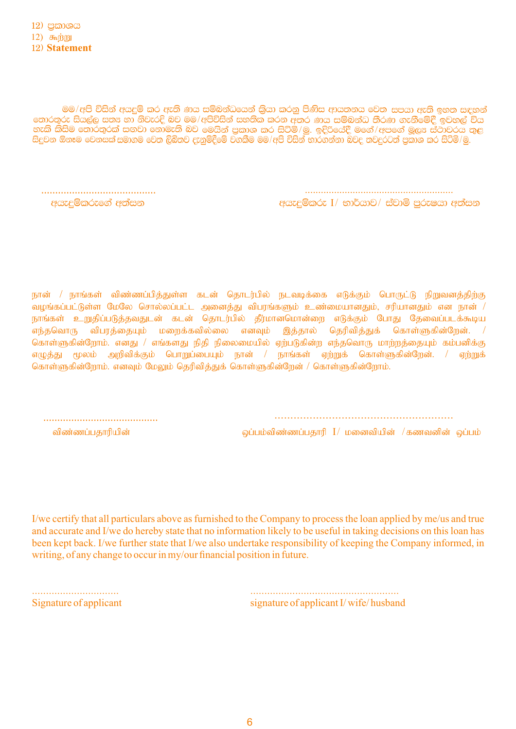12) ප්‍රකාශය
12) கூற்று
12) **Statement**

මම/අපි විසින් අයදුම් කර ඇති ණය සම්බන්ධයෙන් ක්‍රියා කරනු පිණිස ආයතනය වෙත සපයා ඇති ඉහත සඳහන් තොරතුරු සියල්ල සත්‍ය හා නිවැරදි බව මම/අපිවිසින් සහතික කරන අතර ණය සම්බන්ධ තීරණ ගැනීමේදී ඉවහල් විය හැකි කිසිම තොරතුරක් සඟවා නොමැති බව මෙයින් ප්‍රකාශ කර සිටිමි/මු. ඉදිරියේදී මගේ/අපගේ මූල්‍ය ස්ථාවරය තුළ සිදුවන ඕනෑම වෙනසක් සමාගම වෙත ලිඛිතව දැනුම්දීමේ වගකීම මම/අපි විසින් භාරගන්නා බවද තවදුරටත් ප්‍රකාශ කර සිටිමි/මු.

........................................
අයැදුම්කරුගේ අත්සන

......................................................
අයැදුම්කරු I/ භාර්යාව/ ස්වාමි පුරුෂයා අත්සන

நான் / நாங்கள் விண்ணப்பித்துள்ள கடன் தொடர்பில் நடவடிக்கை எடுக்கும் பொருட்டு நிறுவனத்திற்கு வழங்கப்பட்டுள்ள மேலே சொல்லப்பட்ட அனைத்து விபரங்களும் உண்மையானதும், சரியானதும் என நான் / நாங்கள் உறுதிப்படுத்தவதுடன் கடன் தொடர்பில் தீர்மானமொன்றை எடுக்கும் போது தேவைப்படக்கூடிய எந்தவொரு விபரத்தையும் மறைக்கவில்லை எனவும் இத்தால் தெரிவித்துக் கொள்ளுகின்றேன். / கொள்ளுகின்றோம். எனது / எங்களது நிதி நிலைமையில் ஏற்படுகின்ற எந்தவொரு மாற்றத்தையும் கம்பனிக்கு எழுத்து மூலம் அறிவிக்கும் பொறுப்பையும் நான் / நாங்கள் ஏற்றுக் கொள்ளுகின்றேன். / ஏற்றுக் கொள்ளுகின்றோம். எனவும் மேலும் தெரிவித்துக் கொள்ளுகின்றேன் / கொள்ளுகின்றோம்.

........................................
விண்ணப்பதாரியின்

.........................................................
ஒப்பம்விண்ணப்பதாரி I/ மனைவியின் /கணவனின் ஒப்பம்

I/we certify that all particulars above as furnished to the Company to process the loan applied by me/us and true and accurate and I/we do hereby state that no information likely to be useful in taking decisions on this loan has been kept back. I/we further state that I/we also undertake responsibility of keeping the Company informed, in writing, of any change to occur in my/our financial position in future.

..............................
Signature of applicant

....................................................
signature of applicant I/ wife/ husband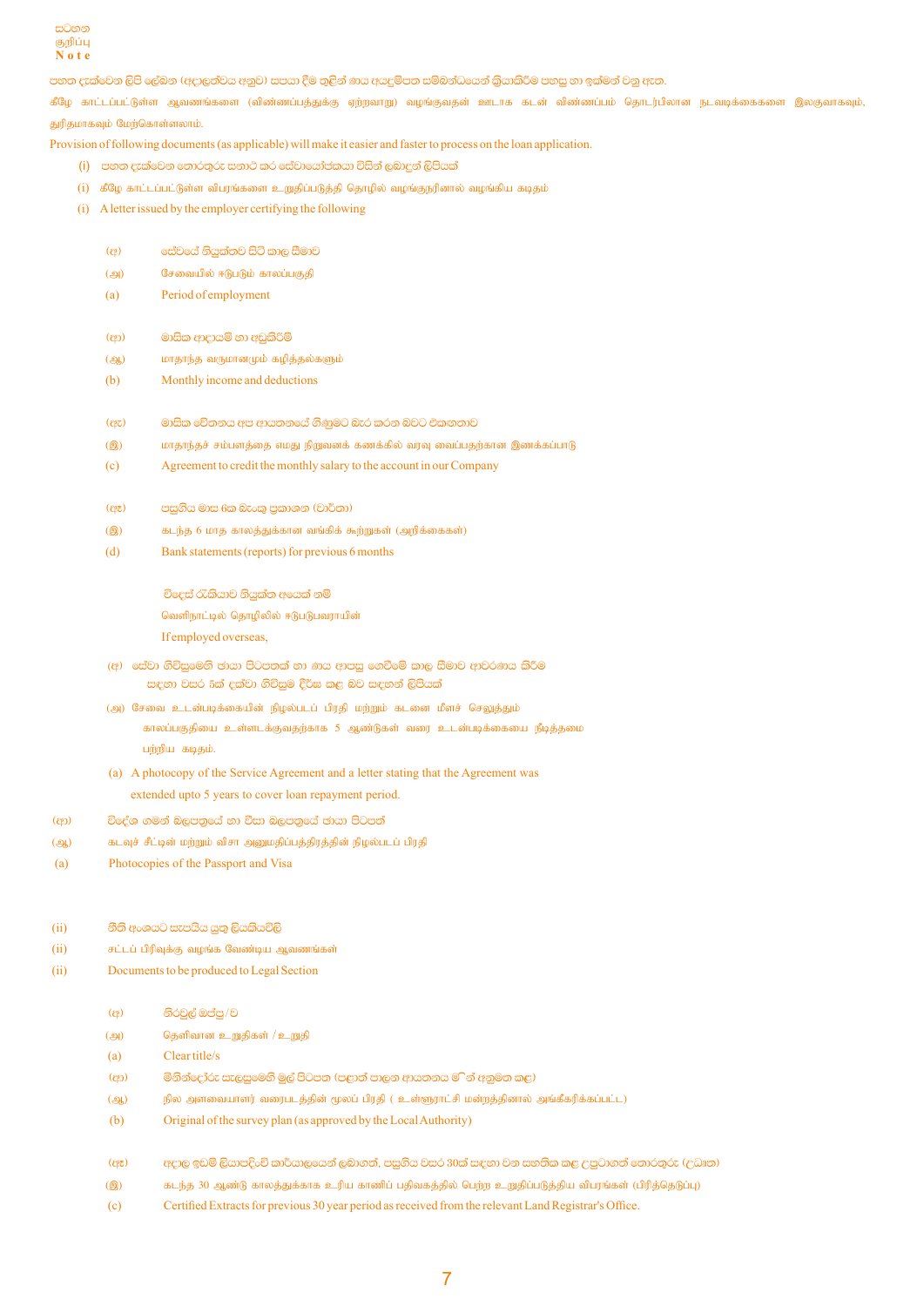සටහන
குறிப்பு
**Note**

පහත දැක්වෙන ලිපි ලේඛන (අදාලත්වය අනුව) සපයා දීම තුලින් ණය අයදුම්පත සම්බන්ධයෙන් ක්‍රියාකිරීම පහසු හා ඉක්මන් වනු ඇත.

கீழே காட்டப்பட்டுள்ள ஆவணங்களை (விண்ணப்பத்துக்கு ஏற்றவாறு) வழங்குவதன் ஊடாக கடன் விண்ணப்பம் தொடர்பிலான நடவடிக்கைகளை இலகுவாகவும், துரிதமாகவும் மேற்கொள்ளலாம்.

Provision of following documents (as applicable) will make it easier and faster to process on the loan application.

(i) පහත දැක්වෙන තොරතුරු සනාථ කර සේවායෝජකයා විසින් ලබාදුන් ලිපියක්

(i) கீழே காட்டப்பட்டுள்ள விபரங்களை உறுதிப்படுத்தி தொழில் வழங்குநரினால் வழங்கிய கடிதம்

(i) A letter issued by the employer certifying the following

(අ) සේවයේ නියුක්තව සිටි කාල සීමාව
(அ) சேவையில் ஈடுபடும் காலப்பகுதி
(a) Period of employment

(ආ) මාසික ආදායම් හා අඩුකිරීම්
(ஆ) மாதாந்த வருமானமும் கழித்தல்களும்
(b) Monthly income and deductions

(ඇ) මාසික වේතනය අප ආයතනයේ ගිණුමට බැර කරන බවට එකගතාව
(இ) மாதாந்தச் சம்பளத்தை எமது நிறுவனக் கணக்கில் வரவு வைப்பதற்கான இணக்கப்பாடு
(c) Agreement to credit the monthly salary to the account in our Company

(ඈ) පසුගිය මාස 6ක බැංකු ප්‍රකාශන (වාර්තා)
(ஈ) கடந்த 6 மாத காலத்துக்கான வங்கிக் கூற்றுகள் (அறிக்கைகள்)
(d) Bank statements (reports) for previous 6 months

විදෙස් රැකියාව නියුක්ත අයෙක් නම්
வெளிநாட்டில் தொழிலில் ஈடுபடுபவராயின்
If employed overseas,

(අ) සේවා ගිවිසුමෙහි ඡායා පිටපතක් හා ණය ආපසු ගෙවීමේ කාල සීමාව ආවරණය කිරීම සඳහා වසර 5ක් දක්වා ගිවිසුම දීර්ඝ කළ බව සඳහන් ලිපියක්

(அ) சேவை உடன்படிக்கையின் நிழல்படப் பிரதி மற்றும் கடனை மீளச் செலுத்தும் காலப்பகுதியை உள்ளடக்குவதற்காக 5 ஆண்டுகள் வரை உடன்படிக்கையை நீடித்தமை பற்றிய கடிதம்.

(a) A photocopy of the Service Agreement and a letter stating that the Agreement was extended upto 5 years to cover loan repayment period.

(ආ) විදේශ ගමන් බලපත්‍රයේ හා වීසා බලපත්‍රයේ ඡායා පිටපත්
(ஆ) கடவுச் சீட்டின் மற்றும் விசா அனுமதிப்பத்திரத்தின் நிழல்படப் பிரதி
(a) Photocopies of the Passport and Visa

(ii) නීති අංශයට සැපයිය යුතු ලියකියවිලි
(ii) சட்டப் பிரிவுக்கு வழங்க வேண்டிய ஆவணங்கள்
(ii) Documents to be produced to Legal Section

(අ) නිරවුල් ඔප්පු/ව
(அ) தெளிவான உறுதிகள் / உறுதி
(a) Clear title/s

(ආ) මිනින්දෝරු සැලසුමෙහි මුල් පිටපත (පළාත් පාලන ආයතනය මගින් අනුමත කළ)
(ஆ) நில அளவையாளர் வரைபடத்தின் மூலப் பிரதி ( உள்ளூராட்சி மன்றத்தினால் அங்கீகரிக்கப்பட்ட)
(b) Original of the survey plan (as approved by the Local Authority)

(ඇ) අදාළ ඉඩම් ලියාපදිංචි කාර්යාලයෙන් ලබාගත්, පසුගිය වසර 30ක් සඳහා වන සහතික කළ උපුටාගත් තොරතුරු (උධෘත)
(இ) கடந்த 30 ஆண்டு காலத்துக்காக உரிய காணிப் பதிவகத்தில் பெற்ற உறுதிப்படுத்திய விபரங்கள் (பிரித்தெடுப்பு)
(c) Certified Extracts for previous 30 year period as received from the relevant Land Registrar's Office.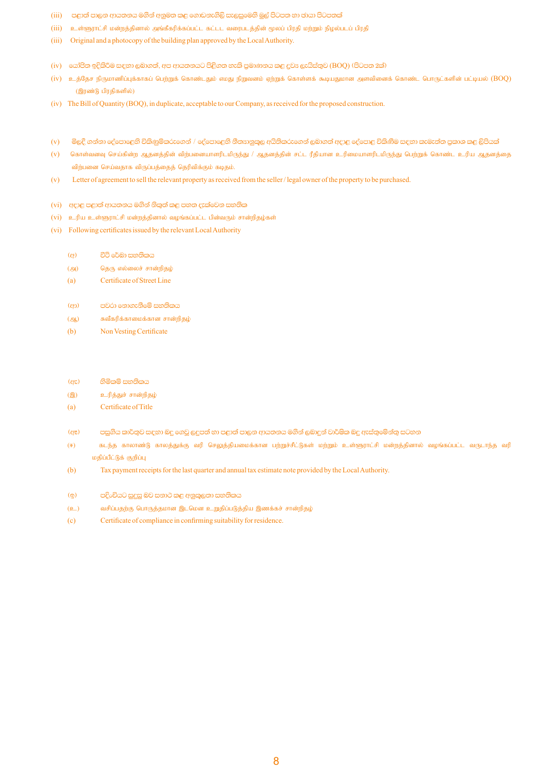(iii) පළාත් පාලන ආයතනය මගින් අනුමත කළ ගොඩනැගිලි සැලසුමෙහි මුල් පිටපත හා ඡායා පිටපතක්

(iii) உள்ளூராட்சி மன்றத்தினால் அங்கீகரிக்கப்பட்ட கட்டட வரைபடத்தின் மூலப் பிரதி மற்றும் நிழல்படப் பிரதி

(iii) Original and a photocopy of the building plan approved by the Local Authority.

(iv) යෝජිත ඉදිකිරීම සඳහා ලබාගත්, අප ආයතනයට පිළිගත හැකි ප්‍රමාණය කළ ද්‍රව්‍ය ලැයිස්තුව (BOQ) (පිටපත 2ක්)

(iv) உத்தேச நிருமாணிப்புக்காகப் பெற்றுக் கொண்டதும் எமது நிறுவனம் ஏற்றுக் கொள்ளக் கூடியதுமான அளவினைக் கொண்ட பொருட்களின் பட்டியல் (BOQ) (இரண்டு பிரதிகளில்)

(iv) The Bill of Quantity (BOQ), in duplicate, acceptable to our Company, as received for the proposed construction.

(v) මිළදී ගන්නා දේපොළෙහි විකිණුම්කරුගෙන් / දේපොළෙහි නීත්‍යානුකූල අයිතිකරුගෙන් ලබාගත් අදාළ දේපොළ විකිණීම සඳහා කැමැත්ත ප්‍රකාශ කළ ලිපියක්

(v) கொள்வனவு செய்கின்ற ஆதனத்தின் விற்பனையாளரிடமிருந்து / ஆதனத்தின் சட்ட ரீதியான உரிமையாளரிடமிருந்து பெற்றுக் கொண்ட உரிய ஆதனத்தை விற்பனை செய்வதாக விருப்பத்தைத் தெரிவிக்கும் கடிதம்.

(v) Letter of agreement to sell the relevant property as received from the seller / legal owner of the property to be purchased.

(vi) අදාළ පළාත් ආයතනය මගින් නිකුත් කළ පහත දැක්වෙන සහතික

(vi) உரிய உள்ளூராட்சி மன்றத்தினால் வழங்கப்பட்ட பின்வரும் சான்றிதழ்கள்

(vi) Following certificates issued by the relevant Local Authority

(අ) වීථි රේඛා සහතිකය

(அ) தெரு எல்லைச் சான்றிதழ்

(a) Certificate of Street Line

(ආ) පවරා නොගැනීමේ සහතිකය

(ஆ) சுவீகரிக்காமைக்கான சான்றிதழ்

(b) Non Vesting Certificate

(ඇ) හිමිකම් සහතිකය

(இ) உரித்துச் சான்றிதழ்

(a) Certificate of Title

(ඈ) පසුගිය කාර්තුව සඳහා බදු ගෙවූ ළදුපත් හා පළාත් පාලන ආයතනය මගින් ලබාදුන් වාර්ෂික බදු ඇස්තමේන්තු සටහන

(ஈ) கடந்த காலாண்டு காலத்துக்கு வரி செலுத்தியமைக்கான பற்றுச்சீட்டுகள் மற்றும் உள்ளூராட்சி மன்றத்தினால் வழங்கப்பட்ட வருடாந்த வரி மதிப்பீட்டுக் குறிப்பு

(b) Tax payment receipts for the last quarter and annual tax estimate note provided by the Local Authority.

(ඉ) පදිංචියට සුදුසු බව සනාථ කළ අනුකූලතා සහතිකය

(உ) வசிப்பதற்கு பொருத்தமான இடமென உறுதிப்படுத்திய இணக்கச் சான்றிதழ்

(c) Certificate of compliance in confirming suitability for residence.